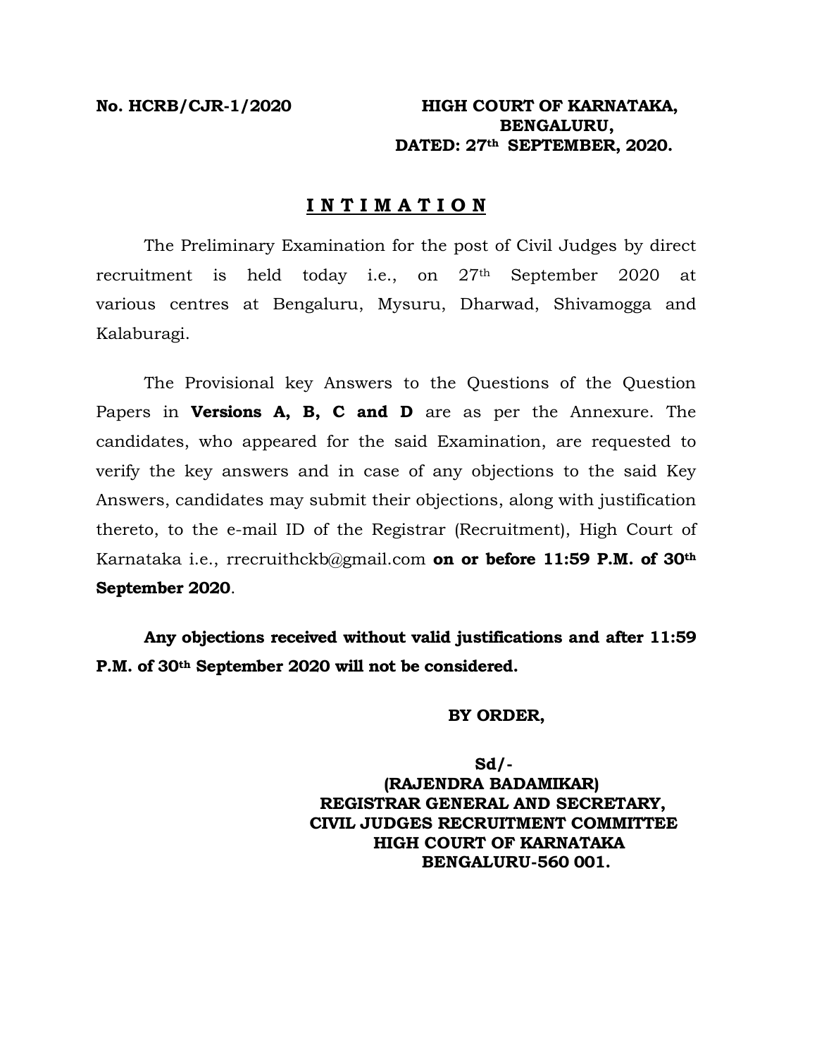**No. HCRB/CJR-1/2020**

**HIGH COURT OF KARNATAKA,**
**BENGALURU,**
**DATED: 27th SEPTEMBER, 2020.**

## I N T I M A T I O N

The Preliminary Examination for the post of Civil Judges by direct recruitment is held today i.e., on 27th September 2020 at various centres at Bengaluru, Mysuru, Dharwad, Shivamogga and Kalaburagi.

The Provisional key Answers to the Questions of the Question Papers in **Versions A, B, C and D** are as per the Annexure. The candidates, who appeared for the said Examination, are requested to verify the key answers and in case of any objections to the said Key Answers, candidates may submit their objections, along with justification thereto, to the e-mail ID of the Registrar (Recruitment), High Court of Karnataka i.e., rrecruithckb@gmail.com **on or before 11:59 P.M. of 30th September 2020**.

**Any objections received without valid justifications and after 11:59 P.M. of 30th September 2020 will not be considered.**

**BY ORDER,**

**Sd/-**
**(RAJENDRA BADAMIKAR)**
**REGISTRAR GENERAL AND SECRETARY,**
**CIVIL JUDGES RECRUITMENT COMMITTEE**
**HIGH COURT OF KARNATAKA**
**BENGALURU-560 001.**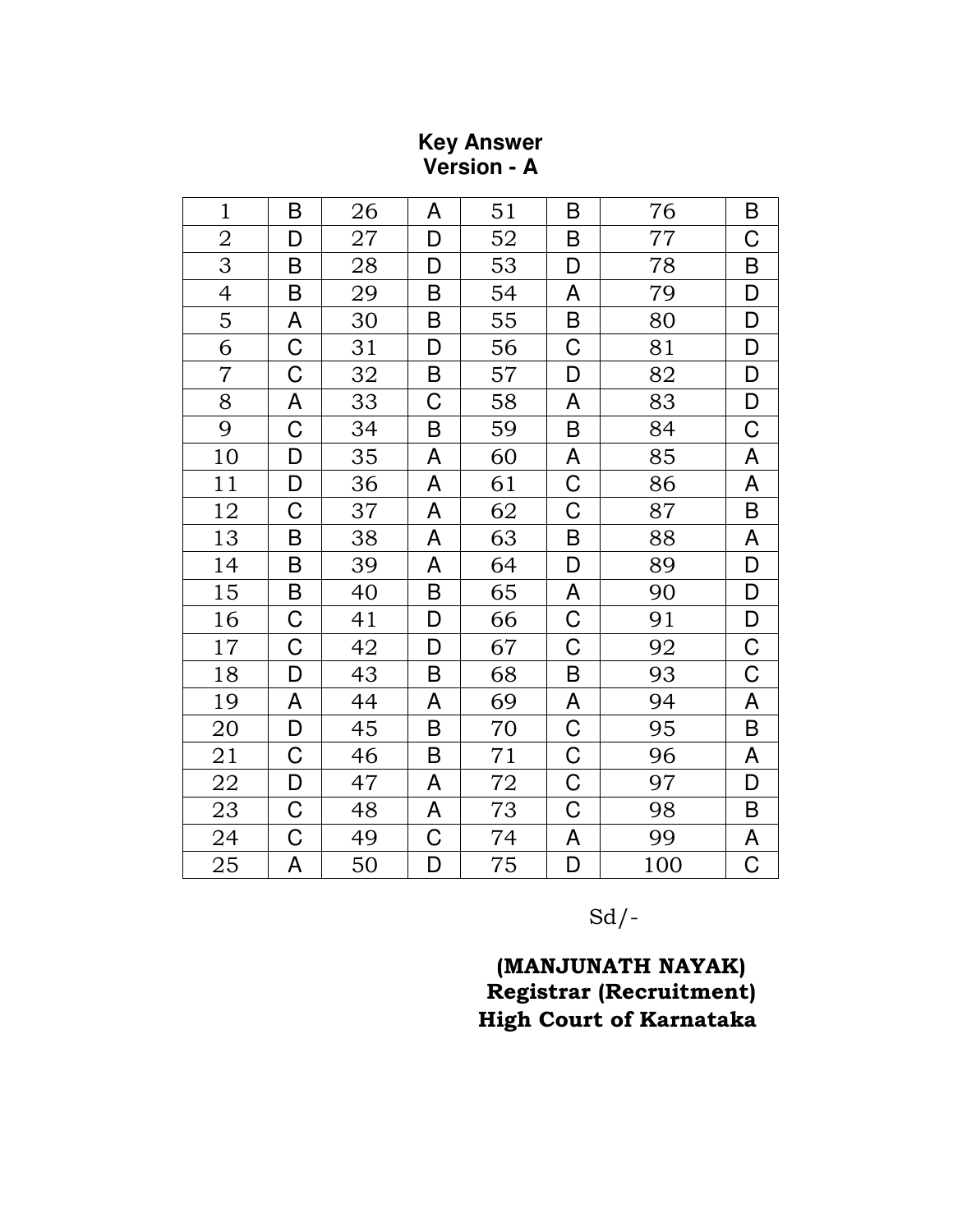**Key Answer**
**Version - A**

| 1 | B | 26 | A | 51 | B | 76 | B |
|---|---|---|---|---|---|---|---|
| 2 | D | 27 | D | 52 | B | 77 | C |
| 3 | B | 28 | D | 53 | D | 78 | B |
| 4 | B | 29 | B | 54 | A | 79 | D |
| 5 | A | 30 | B | 55 | B | 80 | D |
| 6 | C | 31 | D | 56 | C | 81 | D |
| 7 | C | 32 | B | 57 | D | 82 | D |
| 8 | A | 33 | C | 58 | A | 83 | D |
| 9 | C | 34 | B | 59 | B | 84 | C |
| 10 | D | 35 | A | 60 | A | 85 | A |
| 11 | D | 36 | A | 61 | C | 86 | A |
| 12 | C | 37 | A | 62 | C | 87 | B |
| 13 | B | 38 | A | 63 | B | 88 | A |
| 14 | B | 39 | A | 64 | D | 89 | D |
| 15 | B | 40 | B | 65 | A | 90 | D |
| 16 | C | 41 | D | 66 | C | 91 | D |
| 17 | C | 42 | D | 67 | C | 92 | C |
| 18 | D | 43 | B | 68 | B | 93 | C |
| 19 | A | 44 | A | 69 | A | 94 | A |
| 20 | D | 45 | B | 70 | C | 95 | B |
| 21 | C | 46 | B | 71 | C | 96 | A |
| 22 | D | 47 | A | 72 | C | 97 | D |
| 23 | C | 48 | A | 73 | C | 98 | B |
| 24 | C | 49 | C | 74 | A | 99 | A |
| 25 | A | 50 | D | 75 | D | 100 | C |

Sd/-

**(MANJUNATH NAYAK)**
**Registrar (Recruitment)**
**High Court of Karnataka**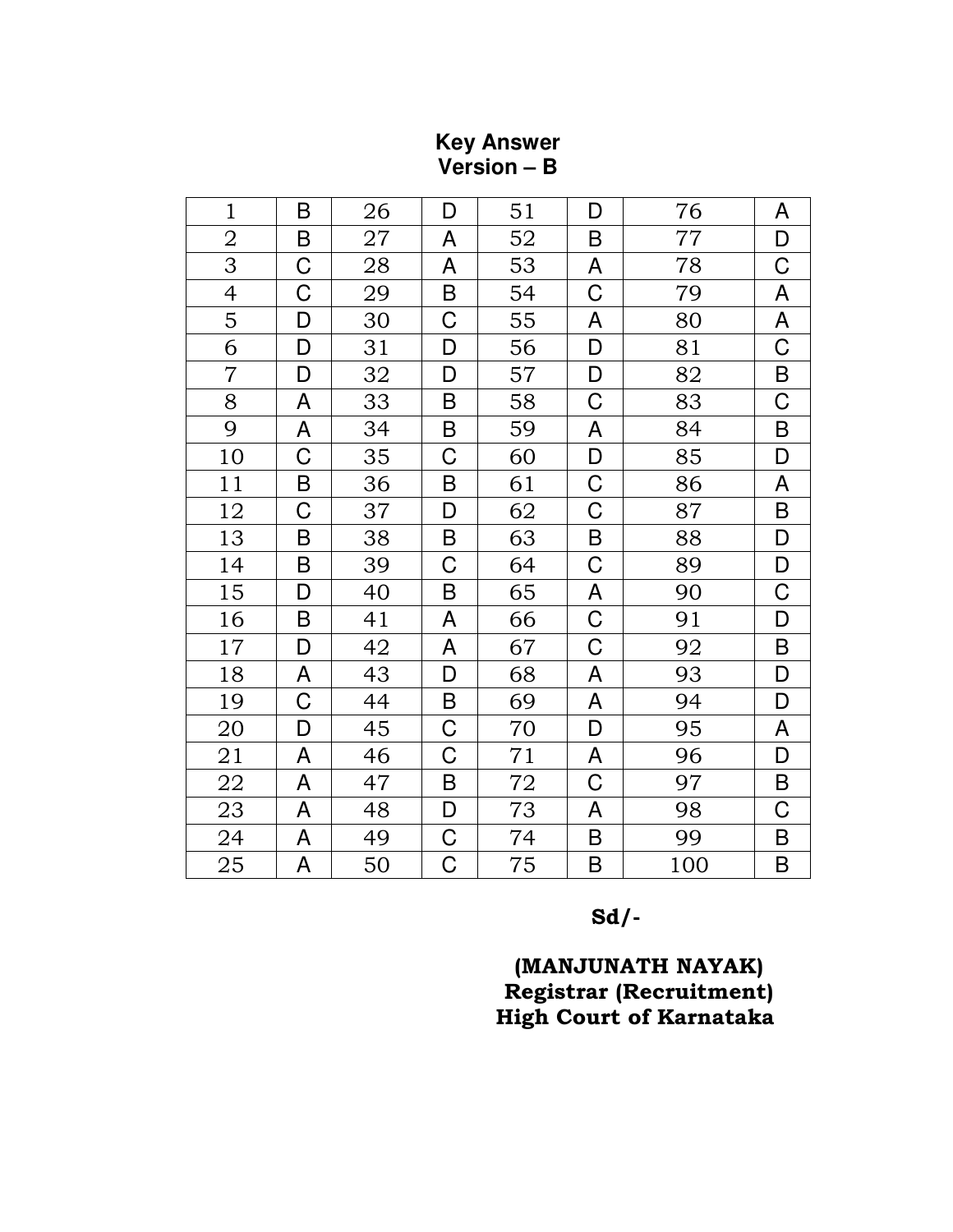**Key Answer**
**Version – B**

| 1 | B | 26 | D | 51 | D | 76 | A |
|---|---|---|---|---|---|---|---|
| 2 | B | 27 | A | 52 | B | 77 | D |
| 3 | C | 28 | A | 53 | A | 78 | C |
| 4 | C | 29 | B | 54 | C | 79 | A |
| 5 | D | 30 | C | 55 | A | 80 | A |
| 6 | D | 31 | D | 56 | D | 81 | C |
| 7 | D | 32 | D | 57 | D | 82 | B |
| 8 | A | 33 | B | 58 | C | 83 | C |
| 9 | A | 34 | B | 59 | A | 84 | B |
| 10 | C | 35 | C | 60 | D | 85 | D |
| 11 | B | 36 | B | 61 | C | 86 | A |
| 12 | C | 37 | D | 62 | C | 87 | B |
| 13 | B | 38 | B | 63 | B | 88 | D |
| 14 | B | 39 | C | 64 | C | 89 | D |
| 15 | D | 40 | B | 65 | A | 90 | C |
| 16 | B | 41 | A | 66 | C | 91 | D |
| 17 | D | 42 | A | 67 | C | 92 | B |
| 18 | A | 43 | D | 68 | A | 93 | D |
| 19 | C | 44 | B | 69 | A | 94 | D |
| 20 | D | 45 | C | 70 | D | 95 | A |
| 21 | A | 46 | C | 71 | A | 96 | D |
| 22 | A | 47 | B | 72 | C | 97 | B |
| 23 | A | 48 | D | 73 | A | 98 | C |
| 24 | A | 49 | C | 74 | B | 99 | B |
| 25 | A | 50 | C | 75 | B | 100 | B |

**Sd/-**

**(MANJUNATH NAYAK)**
**Registrar (Recruitment)**
**High Court of Karnataka**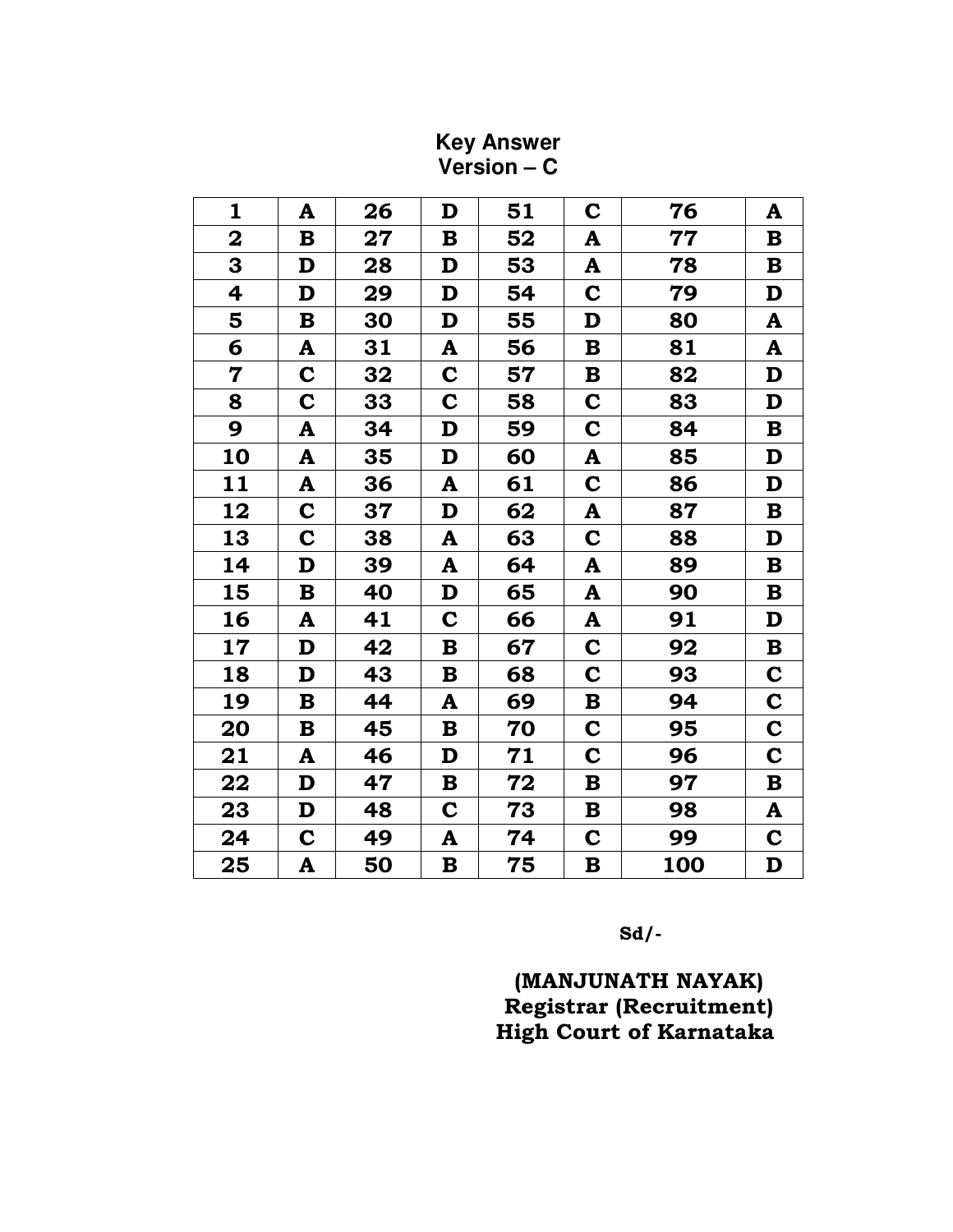**Key Answer**
**Version – C**

| 1 | A | 26 | D | 51 | C | 76 | A |
|---|---|---|---|---|---|---|---|
| 2 | B | 27 | B | 52 | A | 77 | B |
| 3 | D | 28 | D | 53 | A | 78 | B |
| 4 | D | 29 | D | 54 | C | 79 | D |
| 5 | B | 30 | D | 55 | D | 80 | A |
| 6 | A | 31 | A | 56 | B | 81 | A |
| 7 | C | 32 | C | 57 | B | 82 | D |
| 8 | C | 33 | C | 58 | C | 83 | D |
| 9 | A | 34 | D | 59 | C | 84 | B |
| 10 | A | 35 | D | 60 | A | 85 | D |
| 11 | A | 36 | A | 61 | C | 86 | D |
| 12 | C | 37 | D | 62 | A | 87 | B |
| 13 | C | 38 | A | 63 | C | 88 | D |
| 14 | D | 39 | A | 64 | A | 89 | B |
| 15 | B | 40 | D | 65 | A | 90 | B |
| 16 | A | 41 | C | 66 | A | 91 | D |
| 17 | D | 42 | B | 67 | C | 92 | B |
| 18 | D | 43 | B | 68 | C | 93 | C |
| 19 | B | 44 | A | 69 | B | 94 | C |
| 20 | B | 45 | B | 70 | C | 95 | C |
| 21 | A | 46 | D | 71 | C | 96 | C |
| 22 | D | 47 | B | 72 | B | 97 | B |
| 23 | D | 48 | C | 73 | B | 98 | A |
| 24 | C | 49 | A | 74 | C | 99 | C |
| 25 | A | 50 | B | 75 | B | 100 | D |

**Sd/-**

**(MANJUNATH NAYAK)**
**Registrar (Recruitment)**
**High Court of Karnataka**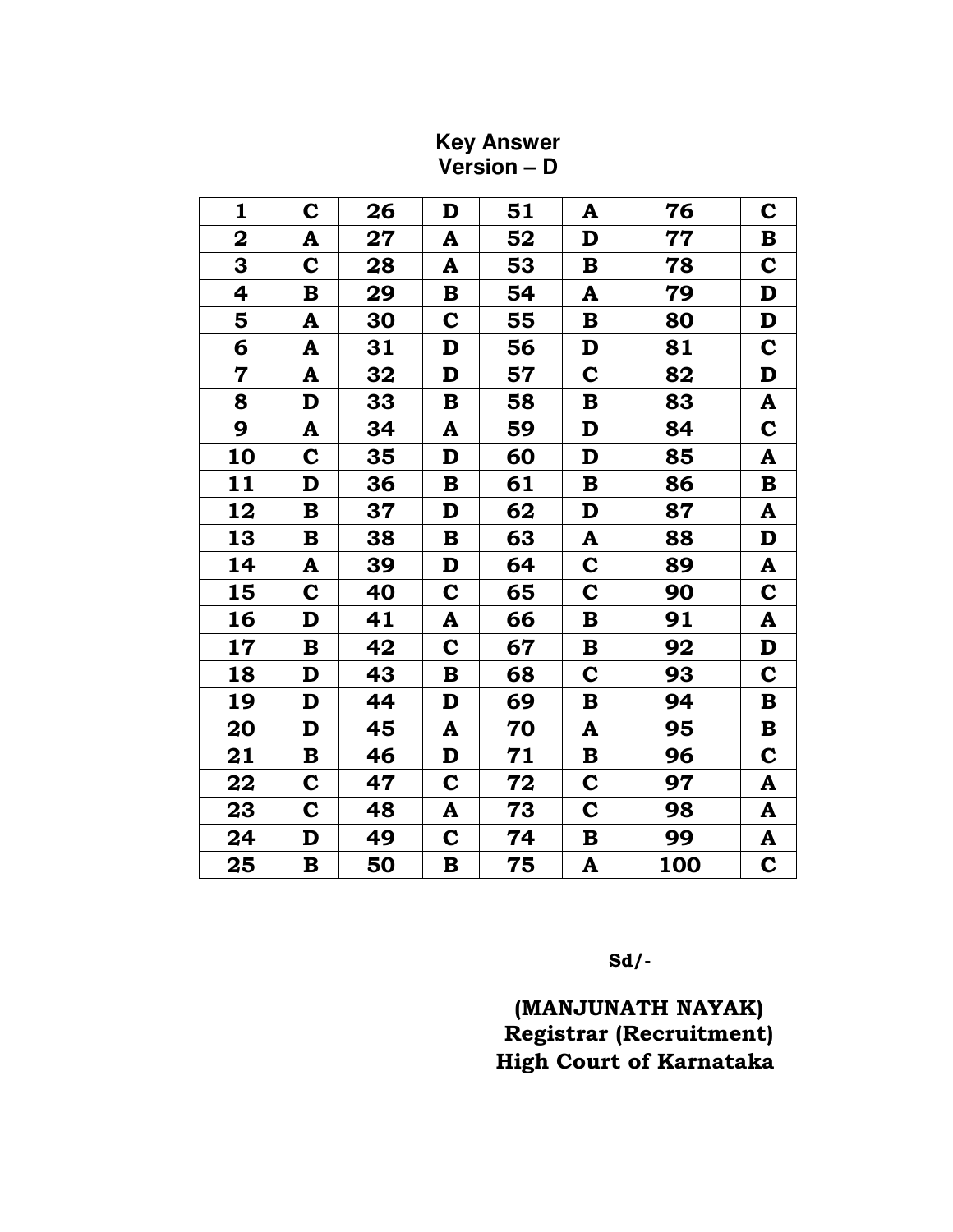## Key Answer
## Version – D

| | | | | | | | |
|---|---|---|---|---|---|---|---|
| **1** | **C** | **26** | **D** | **51** | **A** | **76** | **C** |
| **2** | **A** | **27** | **A** | **52** | **D** | **77** | **B** |
| **3** | **C** | **28** | **A** | **53** | **B** | **78** | **C** |
| **4** | **B** | **29** | **B** | **54** | **A** | **79** | **D** |
| **5** | **A** | **30** | **C** | **55** | **B** | **80** | **D** |
| **6** | **A** | **31** | **D** | **56** | **D** | **81** | **C** |
| **7** | **A** | **32** | **D** | **57** | **C** | **82** | **D** |
| **8** | **D** | **33** | **B** | **58** | **B** | **83** | **A** |
| **9** | **A** | **34** | **A** | **59** | **D** | **84** | **C** |
| **10** | **C** | **35** | **D** | **60** | **D** | **85** | **A** |
| **11** | **D** | **36** | **B** | **61** | **B** | **86** | **B** |
| **12** | **B** | **37** | **D** | **62** | **D** | **87** | **A** |
| **13** | **B** | **38** | **B** | **63** | **A** | **88** | **D** |
| **14** | **A** | **39** | **D** | **64** | **C** | **89** | **A** |
| **15** | **C** | **40** | **C** | **65** | **C** | **90** | **C** |
| **16** | **D** | **41** | **A** | **66** | **B** | **91** | **A** |
| **17** | **B** | **42** | **C** | **67** | **B** | **92** | **D** |
| **18** | **D** | **43** | **B** | **68** | **C** | **93** | **C** |
| **19** | **D** | **44** | **D** | **69** | **B** | **94** | **B** |
| **20** | **D** | **45** | **A** | **70** | **A** | **95** | **B** |
| **21** | **B** | **46** | **D** | **71** | **B** | **96** | **C** |
| **22** | **C** | **47** | **C** | **72** | **C** | **97** | **A** |
| **23** | **C** | **48** | **A** | **73** | **C** | **98** | **A** |
| **24** | **D** | **49** | **C** | **74** | **B** | **99** | **A** |
| **25** | **B** | **50** | **B** | **75** | **A** | **100** | **C** |

**Sd/-**

**(MANJUNATH NAYAK)**
**Registrar (Recruitment)**
**High Court of Karnataka**